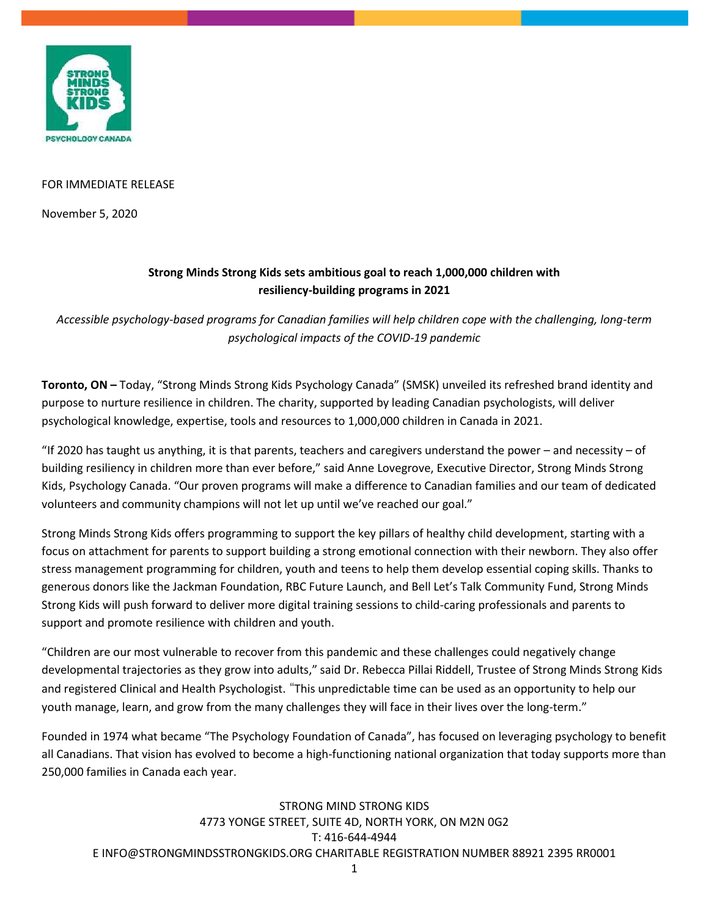FOR IMMEDIATE RELEASE

November 5, 2020

**Strong Minds Strong Kids sets ambitious goal to reach 1,000,000 children with resiliency-building programs in 2021**

*Accessible psychology-based programs for Canadian families will help children cope with the challenging, long-term psychological impacts of the COVID-19 pandemic*

**Toronto, ON –** Today, "Strong Minds Strong Kids Psychology Canada" (SMSK) unveiled its refreshed brand identity and purpose to nurture resilience in children. The charity, supported by leading Canadian psychologists, will deliver psychological knowledge, expertise, tools and resources to 1,000,000 children in Canada in 2021.

"If 2020 has taught us anything, it is that parents, teachers and caregivers understand the power – and necessity – of building resiliency in children more than ever before," said Anne Lovegrove, Executive Director, Strong Minds Strong Kids, Psychology Canada. "Our proven programs will make a difference to Canadian families and our team of dedicated volunteers and community champions will not let up until we've reached our goal."

Strong Minds Strong Kids offers programming to support the key pillars of healthy child development, starting with a focus on attachment for parents to support building a strong emotional connection with their newborn. They also offer stress management programming for children, youth and teens to help them develop essential coping skills. Thanks to generous donors like the Jackman Foundation, RBC Future Launch, and Bell Let's Talk Community Fund, Strong Minds Strong Kids will push forward to deliver more digital training sessions to child-caring professionals and parents to support and promote resilience with children and youth.

"Children are our most vulnerable to recover from this pandemic and these challenges could negatively change developmental trajectories as they grow into adults," said Dr. Rebecca Pillai Riddell, Trustee of Strong Minds Strong Kids and registered Clinical and Health Psychologist. "This unpredictable time can be used as an opportunity to help our youth manage, learn, and grow from the many challenges they will face in their lives over the long-term."

Founded in 1974 what became "The Psychology Foundation of Canada", has focused on leveraging psychology to benefit all Canadians. That vision has evolved to become a high-functioning national organization that today supports more than 250,000 families in Canada each year.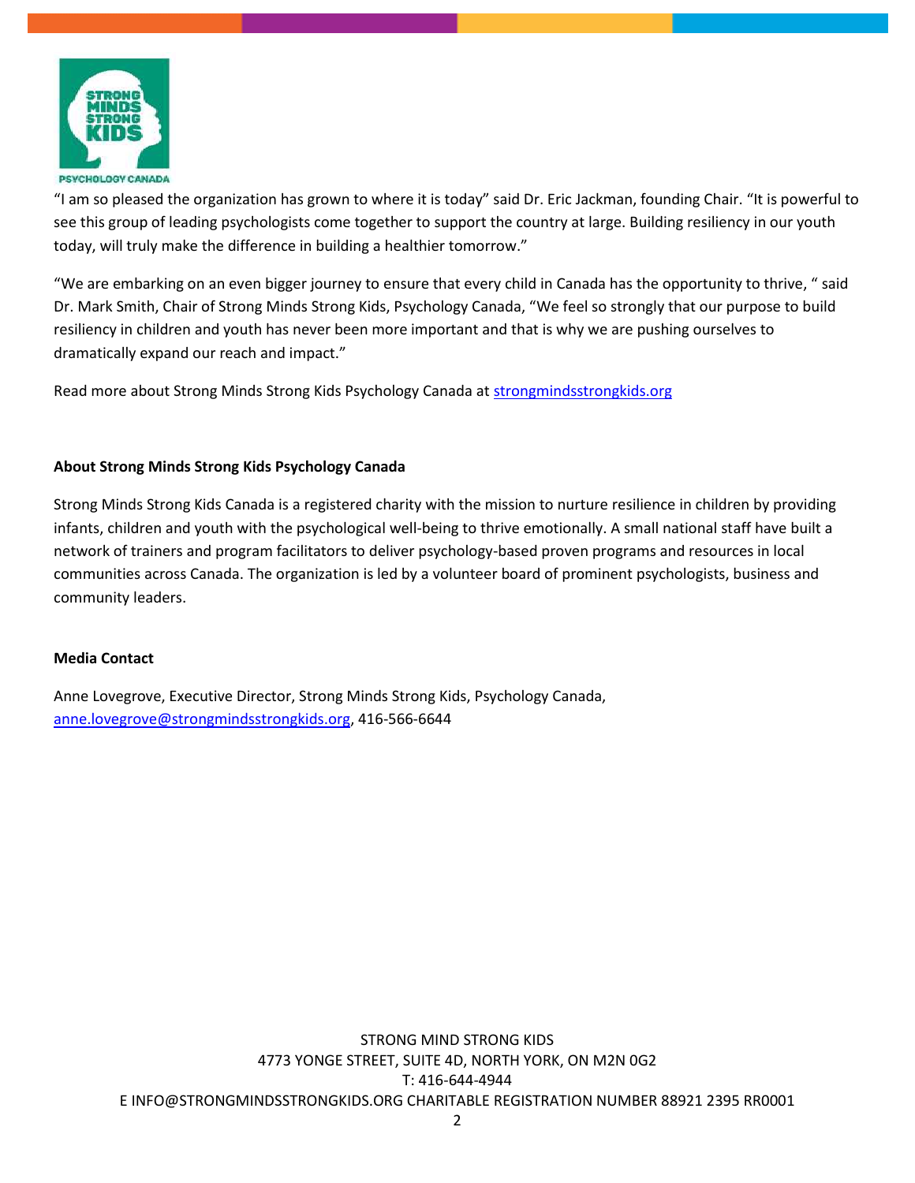"I am so pleased the organization has grown to where it is today" said Dr. Eric Jackman, founding Chair. "It is powerful to see this group of leading psychologists come together to support the country at large. Building resiliency in our youth today, will truly make the difference in building a healthier tomorrow."

"We are embarking on an even bigger journey to ensure that every child in Canada has the opportunity to thrive, " said Dr. Mark Smith, Chair of Strong Minds Strong Kids, Psychology Canada, "We feel so strongly that our purpose to build resiliency in children and youth has never been more important and that is why we are pushing ourselves to dramatically expand our reach and impact."

Read more about Strong Minds Strong Kids Psychology Canada at [strongmindsstrongkids.org](strongmindsstrongkids.org)

**About Strong Minds Strong Kids Psychology Canada**

Strong Minds Strong Kids Canada is a registered charity with the mission to nurture resilience in children by providing infants, children and youth with the psychological well-being to thrive emotionally. A small national staff have built a network of trainers and program facilitators to deliver psychology-based proven programs and resources in local communities across Canada. The organization is led by a volunteer board of prominent psychologists, business and community leaders.

**Media Contact**

Anne Lovegrove, Executive Director, Strong Minds Strong Kids, Psychology Canada,
[anne.lovegrove@strongmindsstrongkids.org](mailto:anne.lovegrove@strongmindsstrongkids.org), 416-566-6644

STRONG MIND STRONG KIDS
4773 YONGE STREET, SUITE 4D, NORTH YORK, ON M2N 0G2
T: 416-644-4944
E INFO@STRONGMINDSSTRONGKIDS.ORG CHARITABLE REGISTRATION NUMBER 88921 2395 RR0001